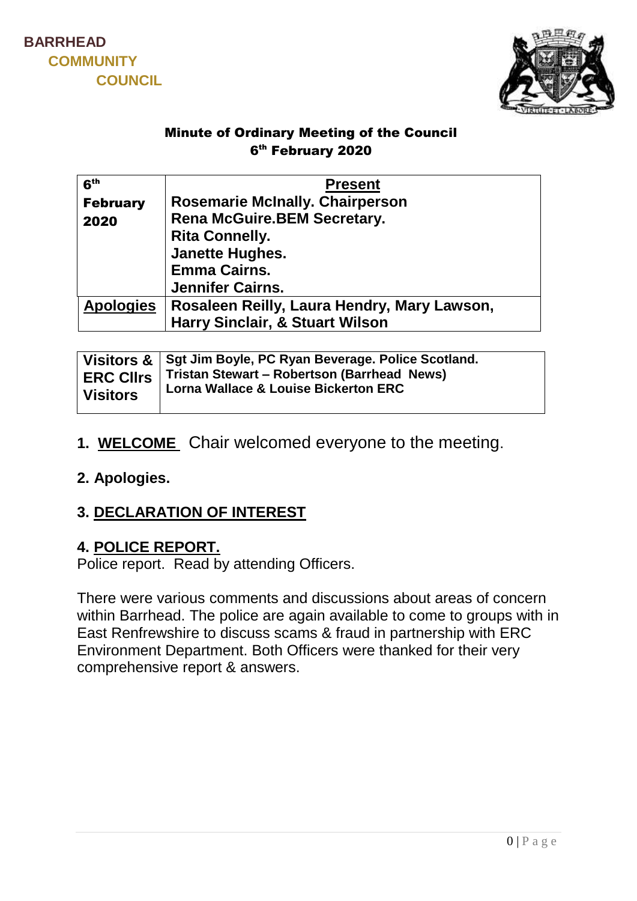BARRHEAD
COMMUNITY
COUNCIL

## Minute of Ordinary Meeting of the Council
## 6th February 2020

| 6th February 2020 | **Present** |
| --- | --- |
| | **Rosemarie McInally. Chairperson** |
| | **Rena McGuire.BEM Secretary.** |
| | **Rita Connelly.** |
| | **Janette Hughes.** |
| | **Emma Cairns.** |
| | **Jennifer Cairns.** |
| **Apologies** | **Rosaleen Reilly, Laura Hendry, Mary Lawson, Harry Sinclair, & Stuart Wilson** |

| Visitors & ERC Cllrs Visitors | Sgt Jim Boyle, PC Ryan Beverage. Police Scotland. Tristan Stewart – Robertson (Barrhead News) Lorna Wallace & Louise Bickerton ERC |
| --- | --- |

1. **WELCOME** Chair welcomed everyone to the meeting.

2. **Apologies.**

3. **DECLARATION OF INTEREST**

4. **POLICE REPORT.**

Police report. Read by attending Officers.

There were various comments and discussions about areas of concern within Barrhead. The police are again available to come to groups with in East Renfrewshire to discuss scams & fraud in partnership with ERC Environment Department. Both Officers were thanked for their very comprehensive report & answers.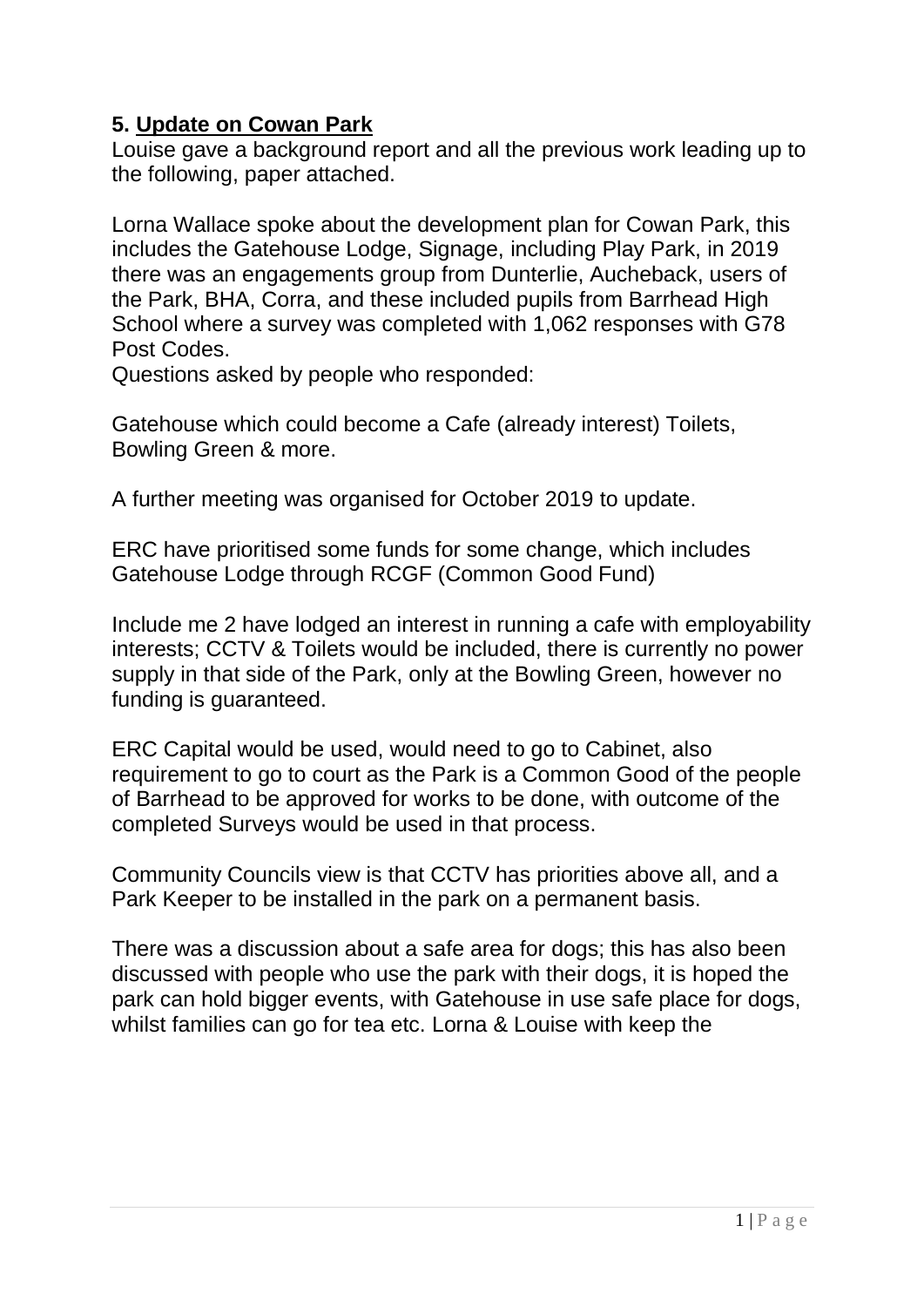## 5. Update on Cowan Park

Louise gave a background report and all the previous work leading up to the following, paper attached.

Lorna Wallace spoke about the development plan for Cowan Park, this includes the Gatehouse Lodge, Signage, including Play Park, in 2019 there was an engagements group from Dunterlie, Aucheback, users of the Park, BHA, Corra, and these included pupils from Barrhead High School where a survey was completed with 1,062 responses with G78 Post Codes.
Questions asked by people who responded:

Gatehouse which could become a Cafe (already interest) Toilets, Bowling Green & more.

A further meeting was organised for October 2019 to update.

ERC have prioritised some funds for some change, which includes Gatehouse Lodge through RCGF (Common Good Fund)

Include me 2 have lodged an interest in running a cafe with employability interests; CCTV & Toilets would be included, there is currently no power supply in that side of the Park, only at the Bowling Green, however no funding is guaranteed.

ERC Capital would be used, would need to go to Cabinet, also requirement to go to court as the Park is a Common Good of the people of Barrhead to be approved for works to be done, with outcome of the completed Surveys would be used in that process.

Community Councils view is that CCTV has priorities above all, and a Park Keeper to be installed in the park on a permanent basis.

There was a discussion about a safe area for dogs; this has also been discussed with people who use the park with their dogs, it is hoped the park can hold bigger events, with Gatehouse in use safe place for dogs, whilst families can go for tea etc. Lorna & Louise with keep the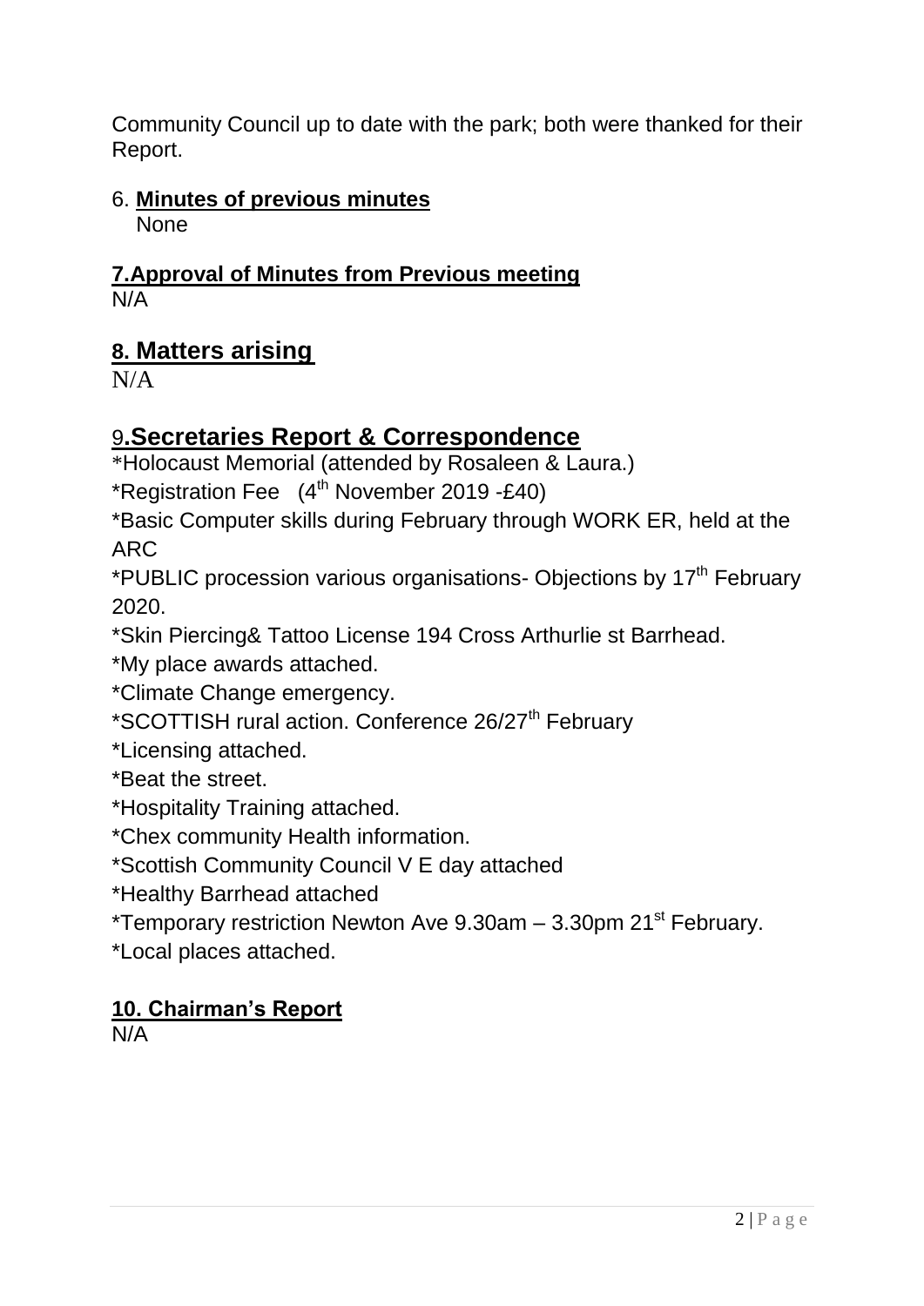Community Council up to date with the park; both were thanked for their Report.

6. **Minutes of previous minutes**
   None

**7.Approval of Minutes from Previous meeting**
N/A

## **8. Matters arising**

N/A

## 9**.Secretaries Report & Correspondence**

*Holocaust Memorial (attended by Rosaleen & Laura.)
*Registration Fee (4th November 2019 -£40)
*Basic Computer skills during February through WORK ER, held at the ARC
*PUBLIC procession various organisations- Objections by 17th February 2020.
*Skin Piercing& Tattoo License 194 Cross Arthurlie st Barrhead.
*My place awards attached.
*Climate Change emergency.
*SCOTTISH rural action. Conference 26/27th February
*Licensing attached.
*Beat the street.
*Hospitality Training attached.
*Chex community Health information.
*Scottish Community Council V E day attached
*Healthy Barrhead attached
*Temporary restriction Newton Ave 9.30am – 3.30pm 21st February.
*Local places attached.

**10. Chairman's Report**
N/A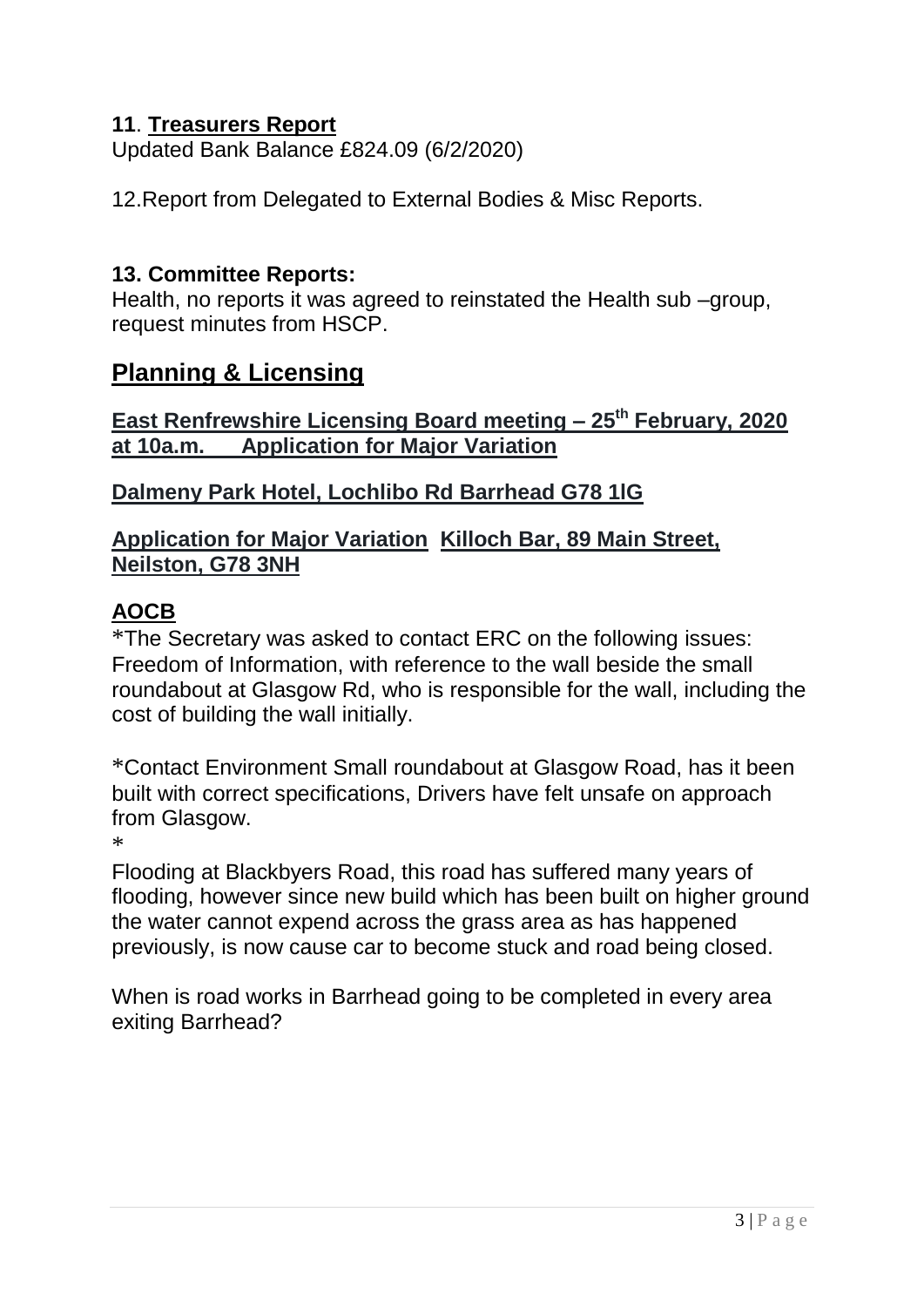**11**. **Treasurers Report**

Updated Bank Balance £824.09 (6/2/2020)

12.Report from Delegated to External Bodies & Misc Reports.

**13. Committee Reports:**

Health, no reports it was agreed to reinstated the Health sub –group, request minutes from HSCP.

## Planning & Licensing

**East Renfrewshire Licensing Board meeting – 25th February, 2020 at 10a.m.      Application for Major Variation**

**Dalmeny Park Hotel, Lochlibo Rd Barrhead G78 1lG**

**Application for Major Variation  Killoch Bar, 89 Main Street, Neilston, G78 3NH**

**AOCB**

*The Secretary was asked to contact ERC on the following issues: Freedom of Information, with reference to the wall beside the small roundabout at Glasgow Rd, who is responsible for the wall, including the cost of building the wall initially.

*Contact Environment Small roundabout at Glasgow Road, has it been built with correct specifications, Drivers have felt unsafe on approach from Glasgow.

*

Flooding at Blackbyers Road, this road has suffered many years of flooding, however since new build which has been built on higher ground the water cannot expend across the grass area as has happened previously, is now cause car to become stuck and road being closed.

When is road works in Barrhead going to be completed in every area exiting Barrhead?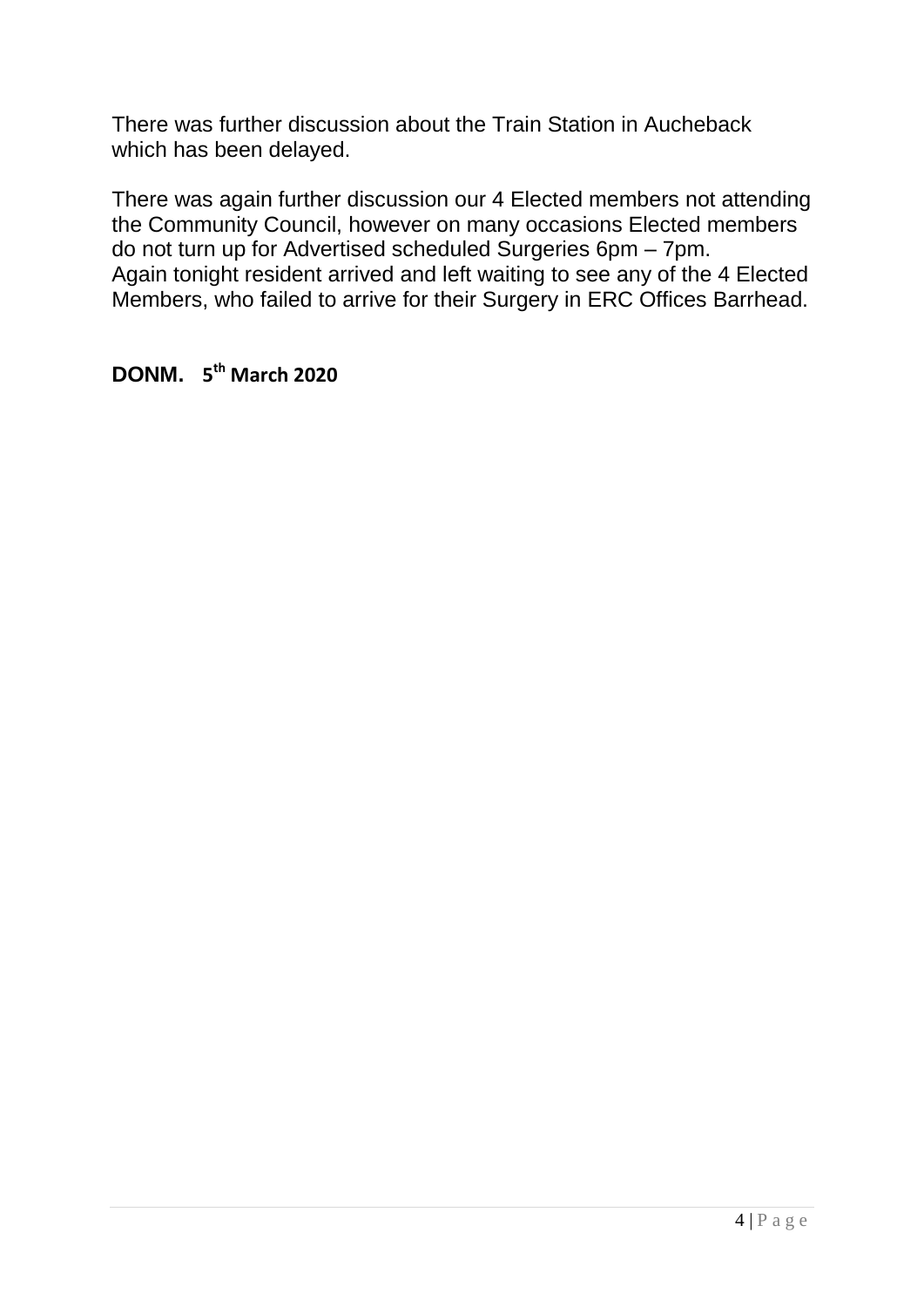There was further discussion about the Train Station in Aucheback which has been delayed.

There was again further discussion our 4 Elected members not attending the Community Council, however on many occasions Elected members do not turn up for Advertised scheduled Surgeries 6pm – 7pm.
Again tonight resident arrived and left waiting to see any of the 4 Elected Members, who failed to arrive for their Surgery in ERC Offices Barrhead.

**DONM. 5th March 2020**